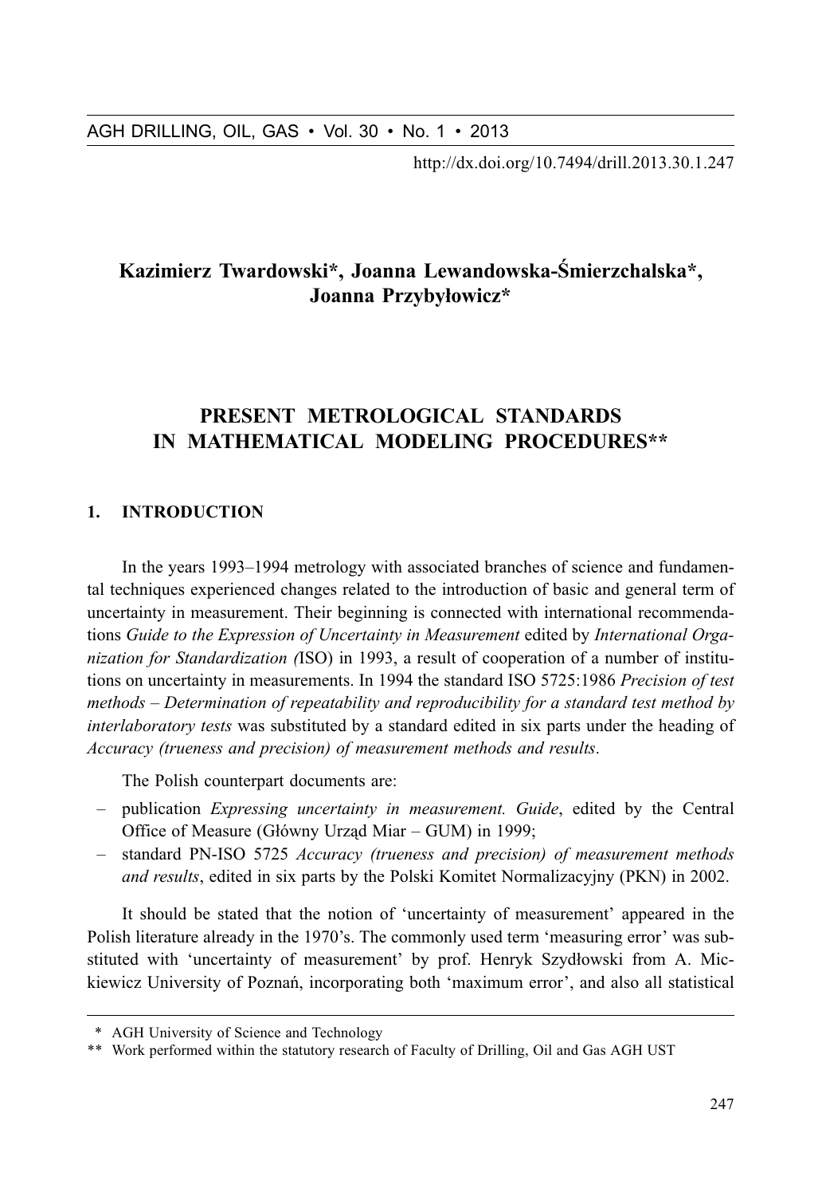Kazimierz Twardowski*, Joanna Lewandowska-Śmierzchalska*, Joanna Przybyłowicz*

# PRESENT METROLOGICAL STANDARDS IN MATHEMATICAL MODELING PROCEDURES**

## 1. INTRODUCTION

In the years 1993–1994 metrology with associated branches of science and fundamental techniques experienced changes related to the introduction of basic and general term of uncertainty in measurement. Their beginning is connected with international recommendations *Guide to the Expression of Uncertainty in Measurement* edited by *International Organization for Standardization (*ISO) in 1993, a result of cooperation of a number of institutions on uncertainty in measurements. In 1994 the standard ISO 5725:1986 *Precision of test methods – Determination of repeatability and reproducibility for a standard test method by interlaboratory tests* was substituted by a standard edited in six parts under the heading of *Accuracy (trueness and precision) of measurement methods and results*.

The Polish counterpart documents are:

- publication *Expressing uncertainty in measurement. Guide*, edited by the Central Office of Measure (Główny Urząd Miar – GUM) in 1999;
- standard PN-ISO 5725 *Accuracy (trueness and precision) of measurement methods and results*, edited in six parts by the Polski Komitet Normalizacyjny (PKN) in 2002.

It should be stated that the notion of 'uncertainty of measurement' appeared in the Polish literature already in the 1970's. The commonly used term 'measuring error' was substituted with 'uncertainty of measurement' by prof. Henryk Szydłowski from A. Mickiewicz University of Poznań, incorporating both 'maximum error', and also all statistical

---

\* AGH University of Science and Technology

\*\* Work performed within the statutory research of Faculty of Drilling, Oil and Gas AGH UST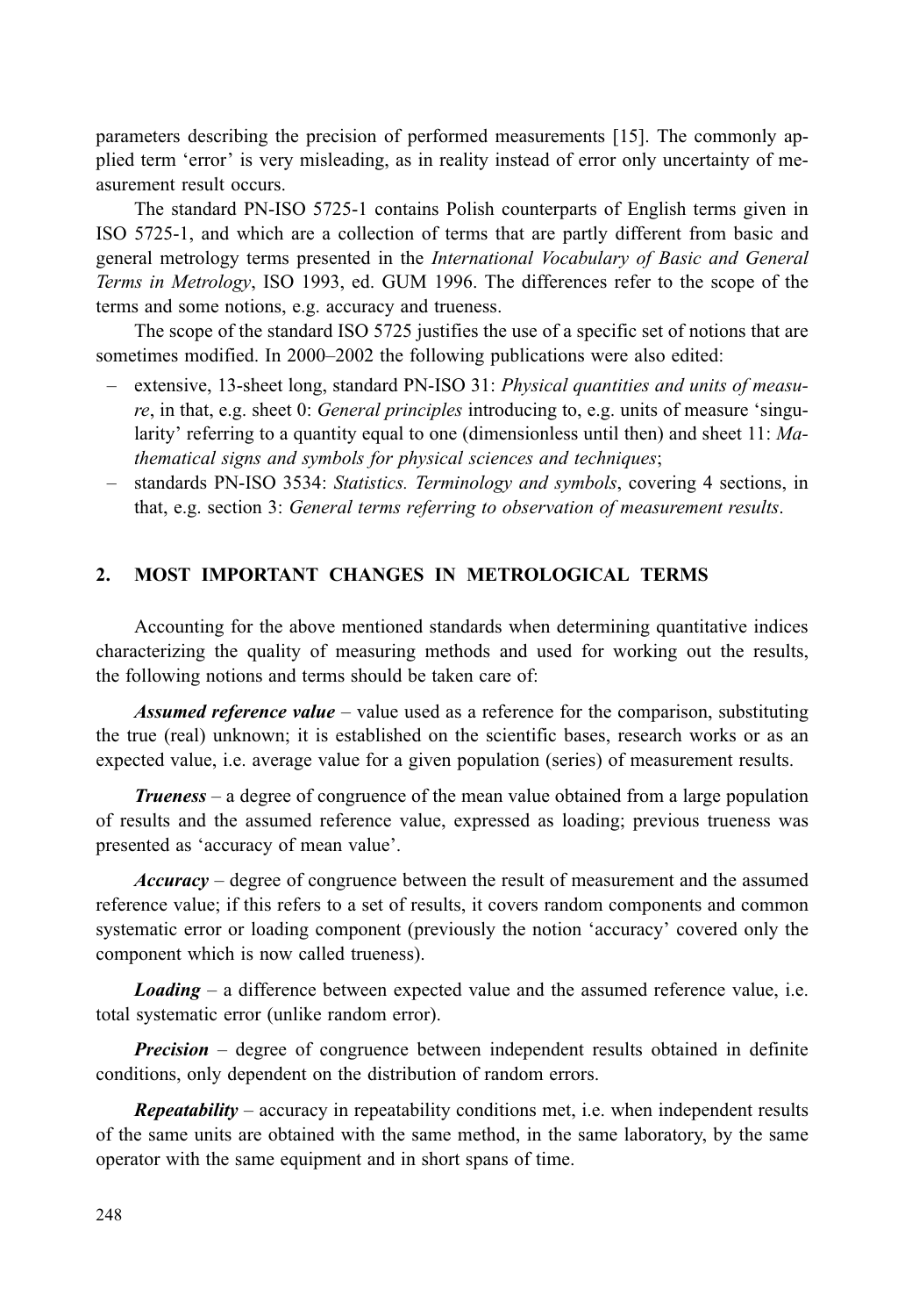parameters describing the precision of performed measurements [15]. The commonly applied term 'error' is very misleading, as in reality instead of error only uncertainty of measurement result occurs.

The standard PN-ISO 5725-1 contains Polish counterparts of English terms given in ISO 5725-1, and which are a collection of terms that are partly different from basic and general metrology terms presented in the *International Vocabulary of Basic and General Terms in Metrology*, ISO 1993, ed. GUM 1996. The differences refer to the scope of the terms and some notions, e.g. accuracy and trueness.

The scope of the standard ISO 5725 justifies the use of a specific set of notions that are sometimes modified. In 2000–2002 the following publications were also edited:

- extensive, 13-sheet long, standard PN-ISO 31: *Physical quantities and units of measure*, in that, e.g. sheet 0: *General principles* introducing to, e.g. units of measure 'singularity' referring to a quantity equal to one (dimensionless until then) and sheet 11: *Mathematical signs and symbols for physical sciences and techniques*;
- standards PN-ISO 3534: *Statistics. Terminology and symbols*, covering 4 sections, in that, e.g. section 3: *General terms referring to observation of measurement results*.

## 2. MOST IMPORTANT CHANGES IN METROLOGICAL TERMS

Accounting for the above mentioned standards when determining quantitative indices characterizing the quality of measuring methods and used for working out the results, the following notions and terms should be taken care of:

***Assumed reference value*** – value used as a reference for the comparison, substituting the true (real) unknown; it is established on the scientific bases, research works or as an expected value, i.e. average value for a given population (series) of measurement results.

***Trueness*** – a degree of congruence of the mean value obtained from a large population of results and the assumed reference value, expressed as loading; previous trueness was presented as 'accuracy of mean value'.

***Accuracy*** – degree of congruence between the result of measurement and the assumed reference value; if this refers to a set of results, it covers random components and common systematic error or loading component (previously the notion 'accuracy' covered only the component which is now called trueness).

***Loading*** – a difference between expected value and the assumed reference value, i.e. total systematic error (unlike random error).

***Precision*** – degree of congruence between independent results obtained in definite conditions, only dependent on the distribution of random errors.

***Repeatability*** – accuracy in repeatability conditions met, i.e. when independent results of the same units are obtained with the same method, in the same laboratory, by the same operator with the same equipment and in short spans of time.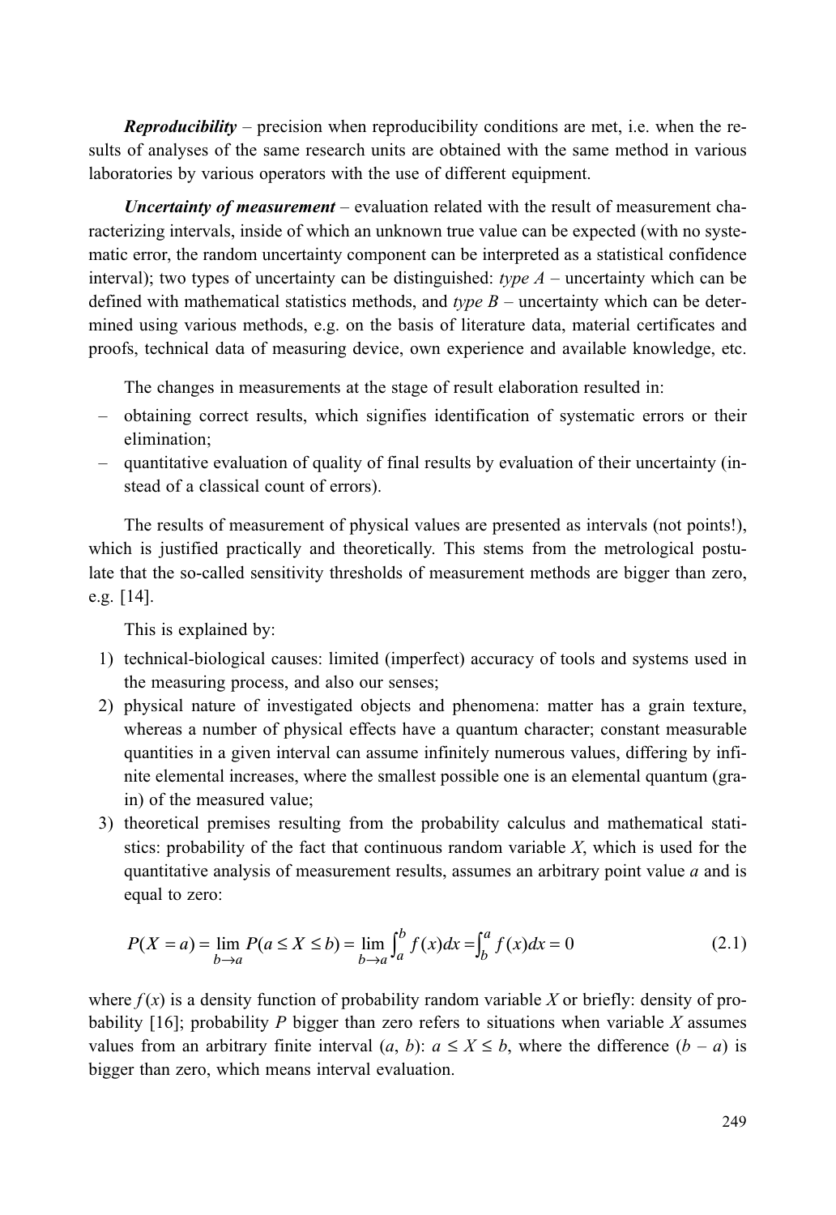***Reproducibility*** – precision when reproducibility conditions are met, i.e. when the results of analyses of the same research units are obtained with the same method in various laboratories by various operators with the use of different equipment.

***Uncertainty of measurement*** – evaluation related with the result of measurement characterizing intervals, inside of which an unknown true value can be expected (with no systematic error, the random uncertainty component can be interpreted as a statistical confidence interval); two types of uncertainty can be distinguished: *type A* – uncertainty which can be defined with mathematical statistics methods, and *type B* – uncertainty which can be determined using various methods, e.g. on the basis of literature data, material certificates and proofs, technical data of measuring device, own experience and available knowledge, etc.

The changes in measurements at the stage of result elaboration resulted in:

– obtaining correct results, which signifies identification of systematic errors or their elimination;
– quantitative evaluation of quality of final results by evaluation of their uncertainty (instead of a classical count of errors).

The results of measurement of physical values are presented as intervals (not points!), which is justified practically and theoretically. This stems from the metrological postulate that the so-called sensitivity thresholds of measurement methods are bigger than zero, e.g. [14].

This is explained by:

1) technical-biological causes: limited (imperfect) accuracy of tools and systems used in the measuring process, and also our senses;
2) physical nature of investigated objects and phenomena: matter has a grain texture, whereas a number of physical effects have a quantum character; constant measurable quantities in a given interval can assume infinitely numerous values, differing by infinite elemental increases, where the smallest possible one is an elemental quantum (grain) of the measured value;
3) theoretical premises resulting from the probability calculus and mathematical statistics: probability of the fact that continuous random variable $X$, which is used for the quantitative analysis of measurement results, assumes an arbitrary point value $a$ and is equal to zero:

$$P(X = a) = \lim_{b \to a} P(a \leq X \leq b) = \lim_{b \to a} \int_a^b f(x)dx = \int_b^a f(x)dx = 0 \tag{2.1}$$

where $f(x)$ is a density function of probability random variable $X$ or briefly: density of probability [16]; probability $P$ bigger than zero refers to situations when variable $X$ assumes values from an arbitrary finite interval $(a, b)$: $a \leq X \leq b$, where the difference $(b - a)$ is bigger than zero, which means interval evaluation.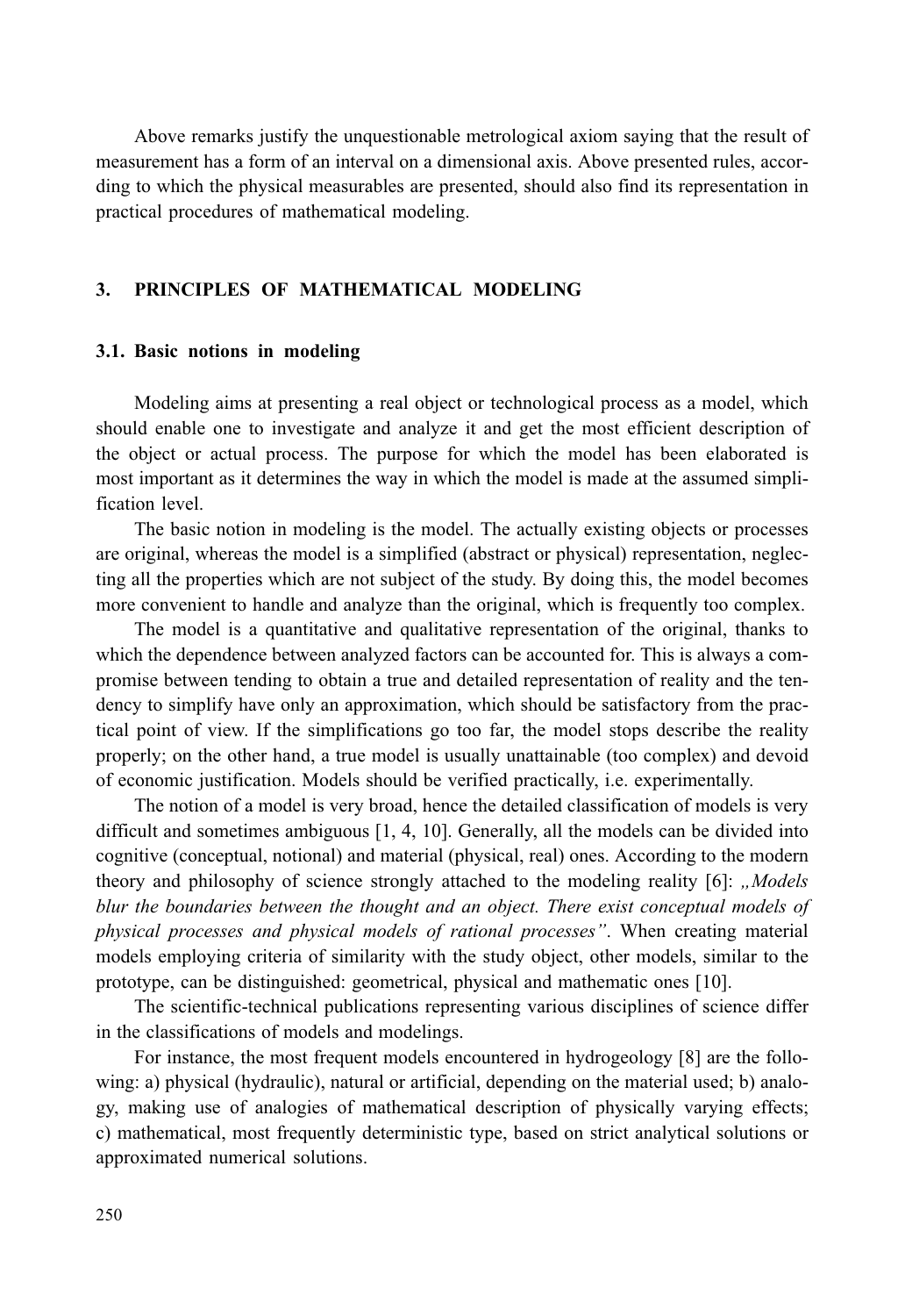Above remarks justify the unquestionable metrological axiom saying that the result of measurement has a form of an interval on a dimensional axis. Above presented rules, according to which the physical measurables are presented, should also find its representation in practical procedures of mathematical modeling.

## 3. PRINCIPLES OF MATHEMATICAL MODELING

### 3.1. Basic notions in modeling

Modeling aims at presenting a real object or technological process as a model, which should enable one to investigate and analyze it and get the most efficient description of the object or actual process. The purpose for which the model has been elaborated is most important as it determines the way in which the model is made at the assumed simplification level.

The basic notion in modeling is the model. The actually existing objects or processes are original, whereas the model is a simplified (abstract or physical) representation, neglecting all the properties which are not subject of the study. By doing this, the model becomes more convenient to handle and analyze than the original, which is frequently too complex.

The model is a quantitative and qualitative representation of the original, thanks to which the dependence between analyzed factors can be accounted for. This is always a compromise between tending to obtain a true and detailed representation of reality and the tendency to simplify have only an approximation, which should be satisfactory from the practical point of view. If the simplifications go too far, the model stops describe the reality properly; on the other hand, a true model is usually unattainable (too complex) and devoid of economic justification. Models should be verified practically, i.e. experimentally.

The notion of a model is very broad, hence the detailed classification of models is very difficult and sometimes ambiguous [1, 4, 10]. Generally, all the models can be divided into cognitive (conceptual, notional) and material (physical, real) ones. According to the modern theory and philosophy of science strongly attached to the modeling reality [6]: *„Models blur the boundaries between the thought and an object. There exist conceptual models of physical processes and physical models of rational processes”*. When creating material models employing criteria of similarity with the study object, other models, similar to the prototype, can be distinguished: geometrical, physical and mathematic ones [10].

The scientific-technical publications representing various disciplines of science differ in the classifications of models and modelings.

For instance, the most frequent models encountered in hydrogeology [8] are the following: a) physical (hydraulic), natural or artificial, depending on the material used; b) analogy, making use of analogies of mathematical description of physically varying effects; c) mathematical, most frequently deterministic type, based on strict analytical solutions or approximated numerical solutions.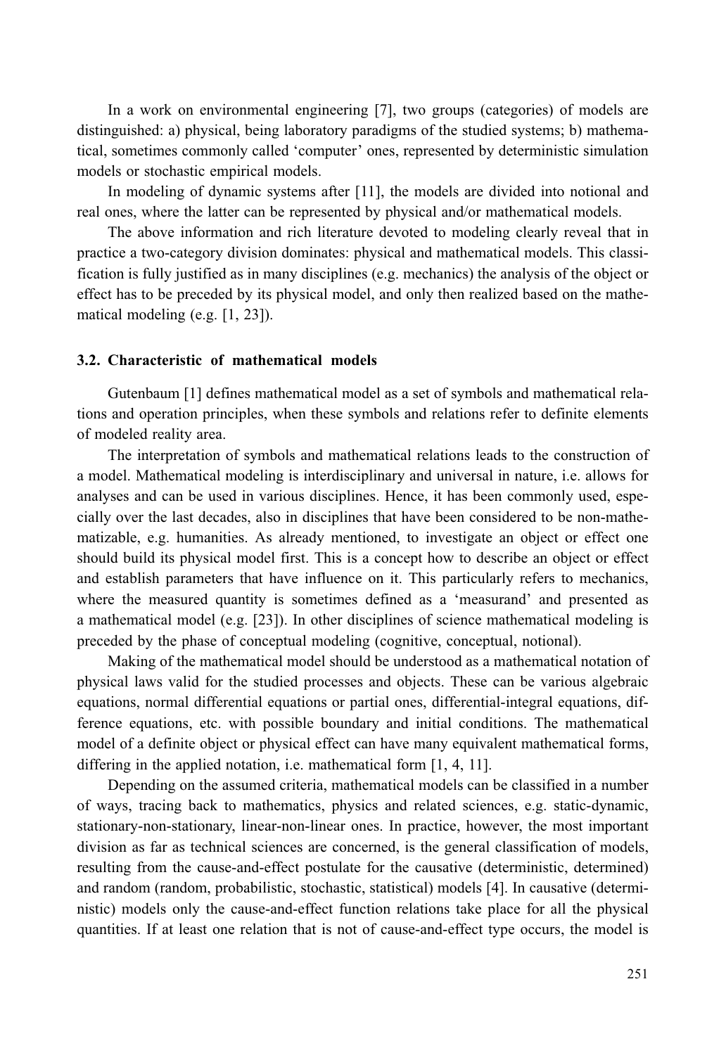In a work on environmental engineering [7], two groups (categories) of models are distinguished: a) physical, being laboratory paradigms of the studied systems; b) mathematical, sometimes commonly called 'computer' ones, represented by deterministic simulation models or stochastic empirical models.

In modeling of dynamic systems after [11], the models are divided into notional and real ones, where the latter can be represented by physical and/or mathematical models.

The above information and rich literature devoted to modeling clearly reveal that in practice a two-category division dominates: physical and mathematical models. This classification is fully justified as in many disciplines (e.g. mechanics) the analysis of the object or effect has to be preceded by its physical model, and only then realized based on the mathematical modeling (e.g. [1, 23]).

### 3.2. Characteristic of mathematical models

Gutenbaum [1] defines mathematical model as a set of symbols and mathematical relations and operation principles, when these symbols and relations refer to definite elements of modeled reality area.

The interpretation of symbols and mathematical relations leads to the construction of a model. Mathematical modeling is interdisciplinary and universal in nature, i.e. allows for analyses and can be used in various disciplines. Hence, it has been commonly used, especially over the last decades, also in disciplines that have been considered to be non-mathematizable, e.g. humanities. As already mentioned, to investigate an object or effect one should build its physical model first. This is a concept how to describe an object or effect and establish parameters that have influence on it. This particularly refers to mechanics, where the measured quantity is sometimes defined as a 'measurand' and presented as a mathematical model (e.g. [23]). In other disciplines of science mathematical modeling is preceded by the phase of conceptual modeling (cognitive, conceptual, notional).

Making of the mathematical model should be understood as a mathematical notation of physical laws valid for the studied processes and objects. These can be various algebraic equations, normal differential equations or partial ones, differential-integral equations, difference equations, etc. with possible boundary and initial conditions. The mathematical model of a definite object or physical effect can have many equivalent mathematical forms, differing in the applied notation, i.e. mathematical form [1, 4, 11].

Depending on the assumed criteria, mathematical models can be classified in a number of ways, tracing back to mathematics, physics and related sciences, e.g. static-dynamic, stationary-non-stationary, linear-non-linear ones. In practice, however, the most important division as far as technical sciences are concerned, is the general classification of models, resulting from the cause-and-effect postulate for the causative (deterministic, determined) and random (random, probabilistic, stochastic, statistical) models [4]. In causative (deterministic) models only the cause-and-effect function relations take place for all the physical quantities. If at least one relation that is not of cause-and-effect type occurs, the model is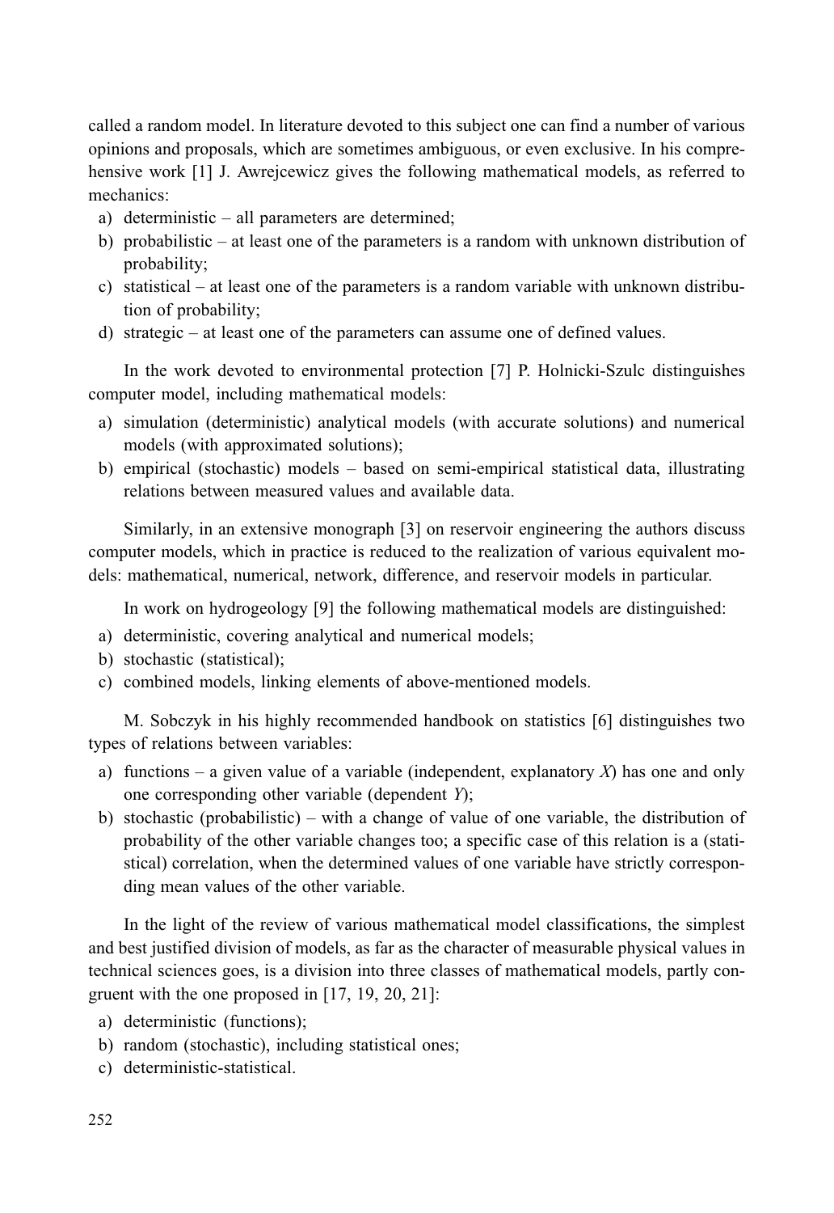called a random model. In literature devoted to this subject one can find a number of various opinions and proposals, which are sometimes ambiguous, or even exclusive. In his comprehensive work [1] J. Awrejcewicz gives the following mathematical models, as referred to mechanics:

a) deterministic – all parameters are determined;
b) probabilistic – at least one of the parameters is a random with unknown distribution of probability;
c) statistical – at least one of the parameters is a random variable with unknown distribution of probability;
d) strategic – at least one of the parameters can assume one of defined values.

In the work devoted to environmental protection [7] P. Holnicki-Szulc distinguishes computer model, including mathematical models:

a) simulation (deterministic) analytical models (with accurate solutions) and numerical models (with approximated solutions);
b) empirical (stochastic) models – based on semi-empirical statistical data, illustrating relations between measured values and available data.

Similarly, in an extensive monograph [3] on reservoir engineering the authors discuss computer models, which in practice is reduced to the realization of various equivalent models: mathematical, numerical, network, difference, and reservoir models in particular.

In work on hydrogeology [9] the following mathematical models are distinguished:

a) deterministic, covering analytical and numerical models;
b) stochastic (statistical);
c) combined models, linking elements of above-mentioned models.

M. Sobczyk in his highly recommended handbook on statistics [6] distinguishes two types of relations between variables:

a) functions – a given value of a variable (independent, explanatory *X*) has one and only one corresponding other variable (dependent *Y*);
b) stochastic (probabilistic) – with a change of value of one variable, the distribution of probability of the other variable changes too; a specific case of this relation is a (statistical) correlation, when the determined values of one variable have strictly corresponding mean values of the other variable.

In the light of the review of various mathematical model classifications, the simplest and best justified division of models, as far as the character of measurable physical values in technical sciences goes, is a division into three classes of mathematical models, partly congruent with the one proposed in [17, 19, 20, 21]:

a) deterministic (functions);
b) random (stochastic), including statistical ones;
c) deterministic-statistical.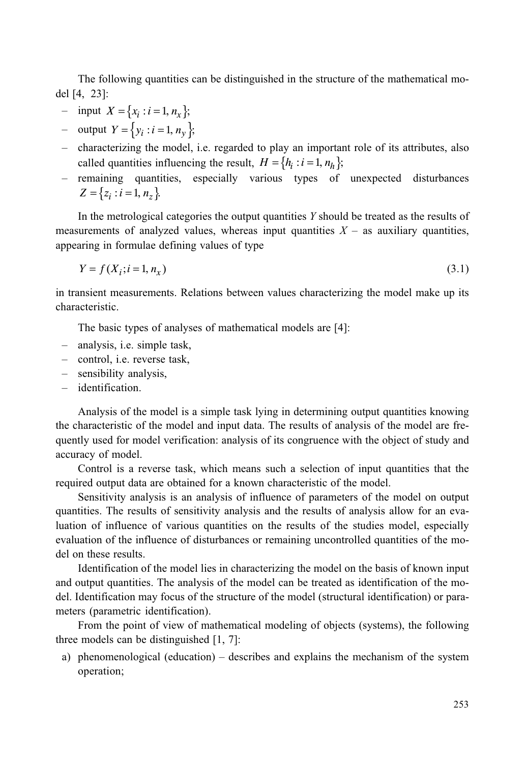The following quantities can be distinguished in the structure of the mathematical model [4, 23]:

- input $X = \{x_i : i = 1, n_x\}$;
- output $Y = \{y_i : i = 1, n_y\}$;
- characterizing the model, i.e. regarded to play an important role of its attributes, also called quantities influencing the result, $H = \{h_i : i = 1, n_h\}$;
- remaining quantities, especially various types of unexpected disturbances $Z = \{z_i : i = 1, n_z\}$.

In the metrological categories the output quantities $Y$ should be treated as the results of measurements of analyzed values, whereas input quantities $X$ – as auxiliary quantities, appearing in formulae defining values of type

$$Y = f(X_i; i = 1, n_x) \tag{3.1}$$

in transient measurements. Relations between values characterizing the model make up its characteristic.

The basic types of analyses of mathematical models are [4]:

- analysis, i.e. simple task,
- control, i.e. reverse task,
- sensibility analysis,
- identification.

Analysis of the model is a simple task lying in determining output quantities knowing the characteristic of the model and input data. The results of analysis of the model are frequently used for model verification: analysis of its congruence with the object of study and accuracy of model.

Control is a reverse task, which means such a selection of input quantities that the required output data are obtained for a known characteristic of the model.

Sensitivity analysis is an analysis of influence of parameters of the model on output quantities. The results of sensitivity analysis and the results of analysis allow for an evaluation of influence of various quantities on the results of the studies model, especially evaluation of the influence of disturbances or remaining uncontrolled quantities of the model on these results.

Identification of the model lies in characterizing the model on the basis of known input and output quantities. The analysis of the model can be treated as identification of the model. Identification may focus of the structure of the model (structural identification) or parameters (parametric identification).

From the point of view of mathematical modeling of objects (systems), the following three models can be distinguished [1, 7]:

a) phenomenological (education) – describes and explains the mechanism of the system operation;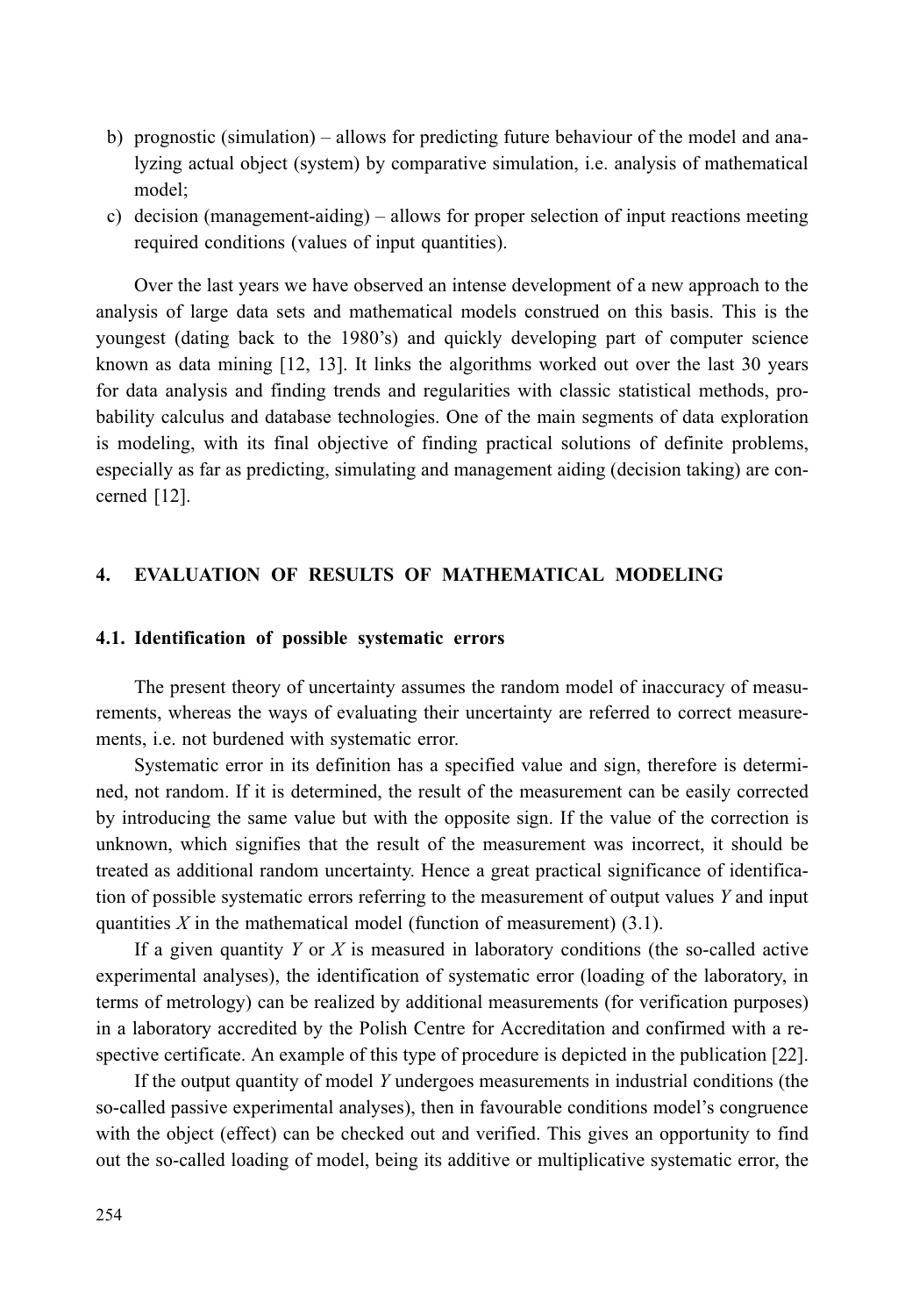b) prognostic (simulation) – allows for predicting future behaviour of the model and analyzing actual object (system) by comparative simulation, i.e. analysis of mathematical model;
c) decision (management-aiding) – allows for proper selection of input reactions meeting required conditions (values of input quantities).

Over the last years we have observed an intense development of a new approach to the analysis of large data sets and mathematical models construed on this basis. This is the youngest (dating back to the 1980's) and quickly developing part of computer science known as data mining [12, 13]. It links the algorithms worked out over the last 30 years for data analysis and finding trends and regularities with classic statistical methods, probability calculus and database technologies. One of the main segments of data exploration is modeling, with its final objective of finding practical solutions of definite problems, especially as far as predicting, simulating and management aiding (decision taking) are concerned [12].

## 4. EVALUATION OF RESULTS OF MATHEMATICAL MODELING

### 4.1. Identification of possible systematic errors

The present theory of uncertainty assumes the random model of inaccuracy of measurements, whereas the ways of evaluating their uncertainty are referred to correct measurements, i.e. not burdened with systematic error.

Systematic error in its definition has a specified value and sign, therefore is determined, not random. If it is determined, the result of the measurement can be easily corrected by introducing the same value but with the opposite sign. If the value of the correction is unknown, which signifies that the result of the measurement was incorrect, it should be treated as additional random uncertainty. Hence a great practical significance of identification of possible systematic errors referring to the measurement of output values $Y$ and input quantities $X$ in the mathematical model (function of measurement) (3.1).

If a given quantity $Y$ or $X$ is measured in laboratory conditions (the so-called active experimental analyses), the identification of systematic error (loading of the laboratory, in terms of metrology) can be realized by additional measurements (for verification purposes) in a laboratory accredited by the Polish Centre for Accreditation and confirmed with a respective certificate. An example of this type of procedure is depicted in the publication [22].

If the output quantity of model $Y$ undergoes measurements in industrial conditions (the so-called passive experimental analyses), then in favourable conditions model's congruence with the object (effect) can be checked out and verified. This gives an opportunity to find out the so-called loading of model, being its additive or multiplicative systematic error, the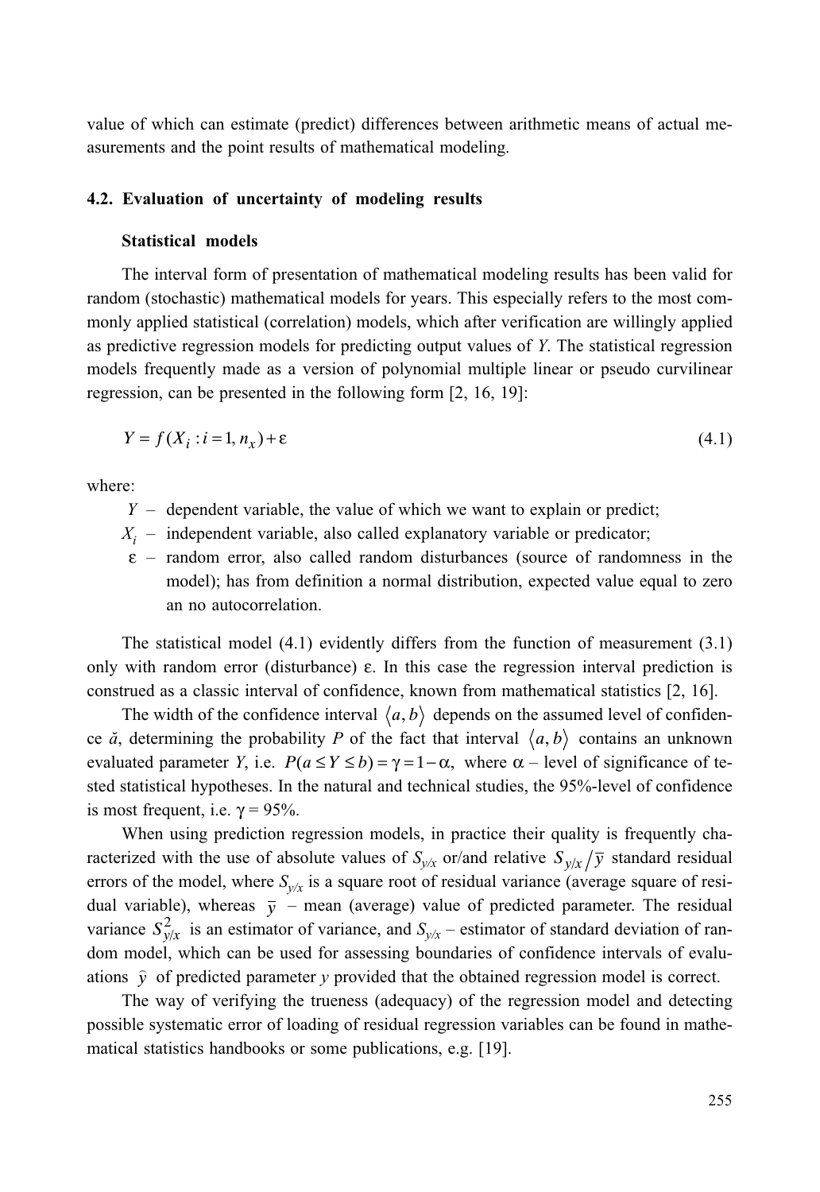value of which can estimate (predict) differences between arithmetic means of actual measurements and the point results of mathematical modeling.

## 4.2. Evaluation of uncertainty of modeling results

### Statistical models

The interval form of presentation of mathematical modeling results has been valid for random (stochastic) mathematical models for years. This especially refers to the most commonly applied statistical (correlation) models, which after verification are willingly applied as predictive regression models for predicting output values of $Y$. The statistical regression models frequently made as a version of polynomial multiple linear or pseudo curvilinear regression, can be presented in the following form [2, 16, 19]:

$$Y = f(X_i : i = 1, n_x) + \varepsilon \tag{4.1}$$

where:

- $Y$ – dependent variable, the value of which we want to explain or predict;
- $X_i$ – independent variable, also called explanatory variable or predicator;
- $\varepsilon$ – random error, also called random disturbances (source of randomness in the model); has from definition a normal distribution, expected value equal to zero an no autocorrelation.

The statistical model (4.1) evidently differs from the function of measurement (3.1) only with random error (disturbance) $\varepsilon$. In this case the regression interval prediction is construed as a classic interval of confidence, known from mathematical statistics [2, 16].

The width of the confidence interval $\langle a, b \rangle$ depends on the assumed level of confidence ă, determining the probability $P$ of the fact that interval $\langle a, b \rangle$ contains an unknown evaluated parameter $Y$, i.e. $P(a \le Y \le b) = \gamma = 1 - \alpha$, where $\alpha$ – level of significance of tested statistical hypotheses. In the natural and technical studies, the 95%-level of confidence is most frequent, i.e. $\gamma = 95\%$.

When using prediction regression models, in practice their quality is frequently characterized with the use of absolute values of $S_{y/x}$ or/and relative $S_{y/x} \big/ \bar{y}$ standard residual errors of the model, where $S_{y/x}$ is a square root of residual variance (average square of residual variable), whereas $\bar{y}$ – mean (average) value of predicted parameter. The residual variance $S_{y/x}^2$ is an estimator of variance, and $S_{y/x}$ – estimator of standard deviation of random model, which can be used for assessing boundaries of confidence intervals of evaluations $\hat{y}$ of predicted parameter $y$ provided that the obtained regression model is correct.

The way of verifying the trueness (adequacy) of the regression model and detecting possible systematic error of loading of residual regression variables can be found in mathematical statistics handbooks or some publications, e.g. [19].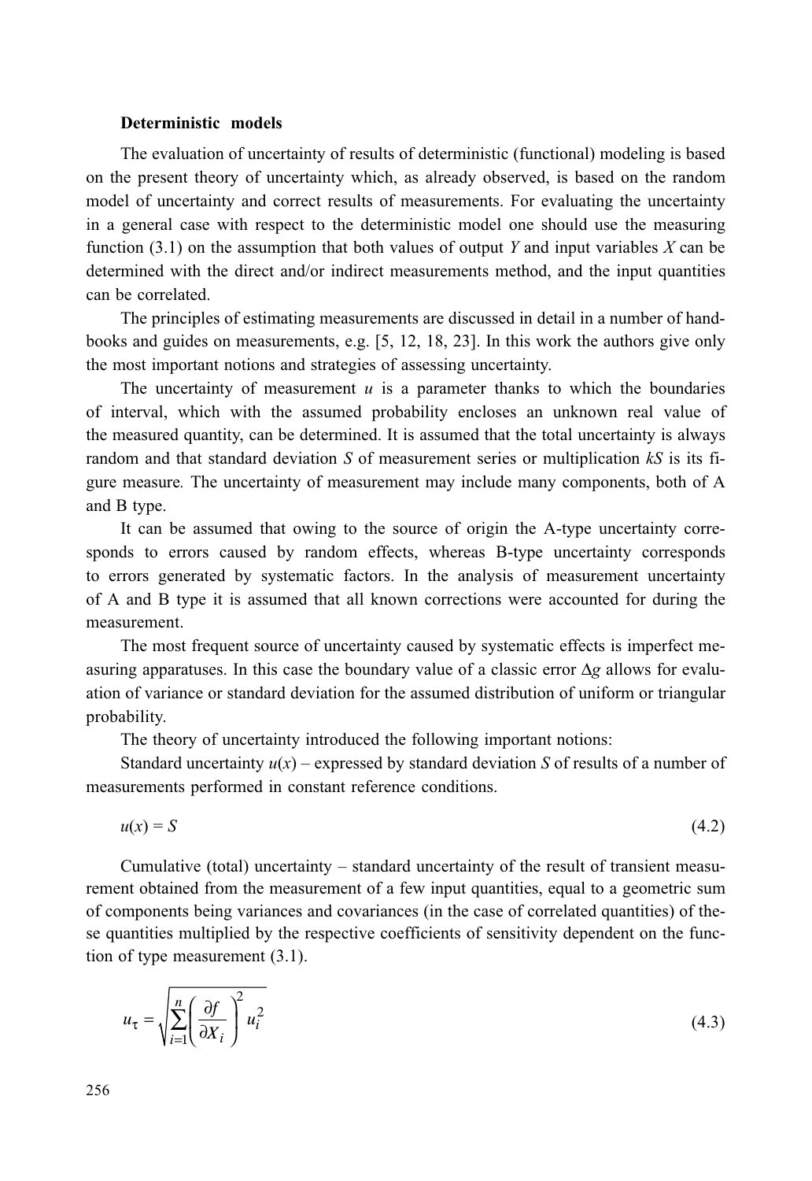**Deterministic models**

The evaluation of uncertainty of results of deterministic (functional) modeling is based on the present theory of uncertainty which, as already observed, is based on the random model of uncertainty and correct results of measurements. For evaluating the uncertainty in a general case with respect to the deterministic model one should use the measuring function (3.1) on the assumption that both values of output $Y$ and input variables $X$ can be determined with the direct and/or indirect measurements method, and the input quantities can be correlated.

The principles of estimating measurements are discussed in detail in a number of handbooks and guides on measurements, e.g. [5, 12, 18, 23]. In this work the authors give only the most important notions and strategies of assessing uncertainty.

The uncertainty of measurement $u$ is a parameter thanks to which the boundaries of interval, which with the assumed probability encloses an unknown real value of the measured quantity, can be determined. It is assumed that the total uncertainty is always random and that standard deviation $S$ of measurement series or multiplication $kS$ is its figure measure*.* The uncertainty of measurement may include many components, both of A and B type.

It can be assumed that owing to the source of origin the A-type uncertainty corresponds to errors caused by random effects, whereas B-type uncertainty corresponds to errors generated by systematic factors. In the analysis of measurement uncertainty of A and B type it is assumed that all known corrections were accounted for during the measurement.

The most frequent source of uncertainty caused by systematic effects is imperfect measuring apparatuses. In this case the boundary value of a classic error $\Delta g$ allows for evaluation of variance or standard deviation for the assumed distribution of uniform or triangular probability.

The theory of uncertainty introduced the following important notions:

Standard uncertainty $u(x)$ – expressed by standard deviation $S$ of results of a number of measurements performed in constant reference conditions.

$$u(x) = S \tag{4.2}$$

Cumulative (total) uncertainty – standard uncertainty of the result of transient measurement obtained from the measurement of a few input quantities, equal to a geometric sum of components being variances and covariances (in the case of correlated quantities) of these quantities multiplied by the respective coefficients of sensitivity dependent on the function of type measurement (3.1).

$$u_\tau = \sqrt{\sum_{i=1}^{n} \left( \frac{\partial f}{\partial X_i} \right)^2 u_i^2} \tag{4.3}$$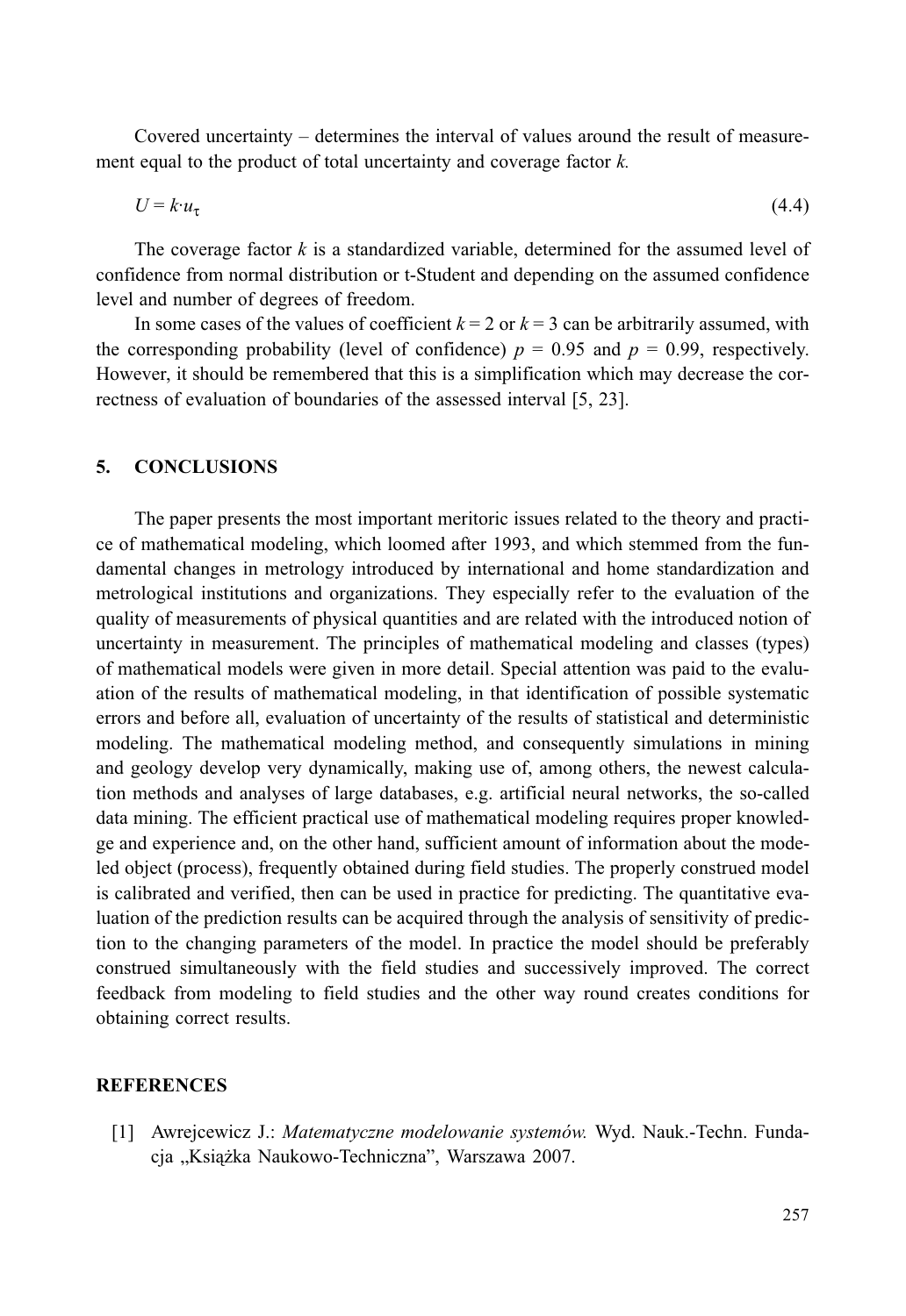Covered uncertainty – determines the interval of values around the result of measurement equal to the product of total uncertainty and coverage factor $k$.

$$U = k \cdot u_{\tau} \tag{4.4}$$

The coverage factor $k$ is a standardized variable, determined for the assumed level of confidence from normal distribution or t-Student and depending on the assumed confidence level and number of degrees of freedom.

In some cases of the values of coefficient $k = 2$ or $k = 3$ can be arbitrarily assumed, with the corresponding probability (level of confidence) $p = 0.95$ and $p = 0.99$, respectively. However, it should be remembered that this is a simplification which may decrease the correctness of evaluation of boundaries of the assessed interval [5, 23].

## 5. CONCLUSIONS

The paper presents the most important meritoric issues related to the theory and practice of mathematical modeling, which loomed after 1993, and which stemmed from the fundamental changes in metrology introduced by international and home standardization and metrological institutions and organizations. They especially refer to the evaluation of the quality of measurements of physical quantities and are related with the introduced notion of uncertainty in measurement. The principles of mathematical modeling and classes (types) of mathematical models were given in more detail. Special attention was paid to the evaluation of the results of mathematical modeling, in that identification of possible systematic errors and before all, evaluation of uncertainty of the results of statistical and deterministic modeling. The mathematical modeling method, and consequently simulations in mining and geology develop very dynamically, making use of, among others, the newest calculation methods and analyses of large databases, e.g. artificial neural networks, the so-called data mining. The efficient practical use of mathematical modeling requires proper knowledge and experience and, on the other hand, sufficient amount of information about the modeled object (process), frequently obtained during field studies. The properly construed model is calibrated and verified, then can be used in practice for predicting. The quantitative evaluation of the prediction results can be acquired through the analysis of sensitivity of prediction to the changing parameters of the model. In practice the model should be preferably construed simultaneously with the field studies and successively improved. The correct feedback from modeling to field studies and the other way round creates conditions for obtaining correct results.

## REFERENCES

[1] Awrejcewicz J.: *Matematyczne modelowanie systemów.* Wyd. Nauk.-Techn. Fundacja „Książka Naukowo-Techniczna", Warszawa 2007.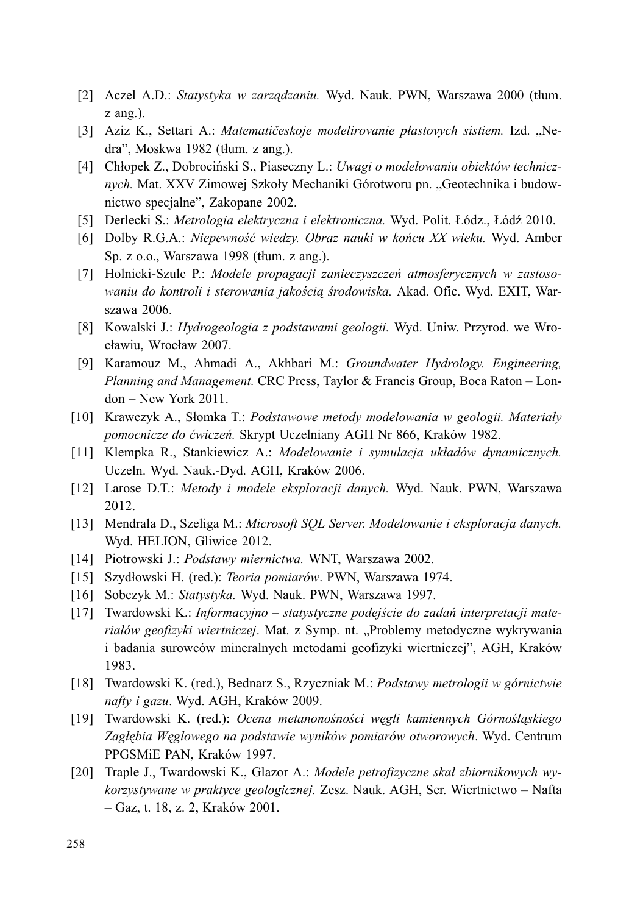[2] Aczel A.D.: *Statystyka w zarządzaniu.* Wyd. Nauk. PWN, Warszawa 2000 (tłum. z ang.).

[3] Aziz K., Settari A.: *Matematičeskoje modelirovanie płastovych sistiem.* Izd. „Nedra", Moskwa 1982 (tłum. z ang.).

[4] Chłopek Z., Dobrociński S., Piaseczny L.: *Uwagi o modelowaniu obiektów technicznych.* Mat. XXV Zimowej Szkoły Mechaniki Górotworu pn. „Geotechnika i budownictwo specjalne", Zakopane 2002.

[5] Derlecki S.: *Metrologia elektryczna i elektroniczna.* Wyd. Polit. Łódz., Łódź 2010.

[6] Dolby R.G.A.: *Niepewność wiedzy. Obraz nauki w końcu XX wieku.* Wyd. Amber Sp. z o.o., Warszawa 1998 (tłum. z ang.).

[7] Holnicki-Szulc P.: *Modele propagacji zanieczyszczeń atmosferycznych w zastosowaniu do kontroli i sterowania jakością środowiska.* Akad. Ofic. Wyd. EXIT, Warszawa 2006.

[8] Kowalski J.: *Hydrogeologia z podstawami geologii.* Wyd. Uniw. Przyrod. we Wrocławiu, Wrocław 2007.

[9] Karamouz M., Ahmadi A., Akhbari M.: *Groundwater Hydrology. Engineering, Planning and Management.* CRC Press, Taylor & Francis Group, Boca Raton – London – New York 2011.

[10] Krawczyk A., Słomka T.: *Podstawowe metody modelowania w geologii. Materiały pomocnicze do ćwiczeń.* Skrypt Uczelniany AGH Nr 866, Kraków 1982.

[11] Klempka R., Stankiewicz A.: *Modelowanie i symulacja układów dynamicznych.* Uczeln. Wyd. Nauk.-Dyd. AGH, Kraków 2006.

[12] Larose D.T.: *Metody i modele eksploracji danych.* Wyd. Nauk. PWN, Warszawa 2012.

[13] Mendrala D., Szeliga M.: *Microsoft SQL Server. Modelowanie i eksploracja danych.* Wyd. HELION, Gliwice 2012.

[14] Piotrowski J.: *Podstawy miernictwa.* WNT, Warszawa 2002.

[15] Szydłowski H. (red.): *Teoria pomiarów*. PWN, Warszawa 1974.

[16] Sobczyk M.: *Statystyka.* Wyd. Nauk. PWN, Warszawa 1997.

[17] Twardowski K.: *Informacyjno – statystyczne podejście do zadań interpretacji materiałów geofizyki wiertniczej*. Mat. z Symp. nt. „Problemy metodyczne wykrywania i badania surowców mineralnych metodami geofizyki wiertniczej", AGH, Kraków 1983.

[18] Twardowski K. (red.), Bednarz S., Rzyczniak M.: *Podstawy metrologii w górnictwie nafty i gazu*. Wyd. AGH, Kraków 2009.

[19] Twardowski K. (red.): *Ocena metanonośności węgli kamiennych Górnośląskiego Zagłębia Węglowego na podstawie wyników pomiarów otworowych*. Wyd. Centrum PPGSMiE PAN, Kraków 1997.

[20] Traple J., Twardowski K., Glazor A.: *Modele petrofizyczne skał zbiornikowych wykorzystywane w praktyce geologicznej.* Zesz. Nauk. AGH, Ser. Wiertnictwo – Nafta – Gaz, t. 18, z. 2, Kraków 2001.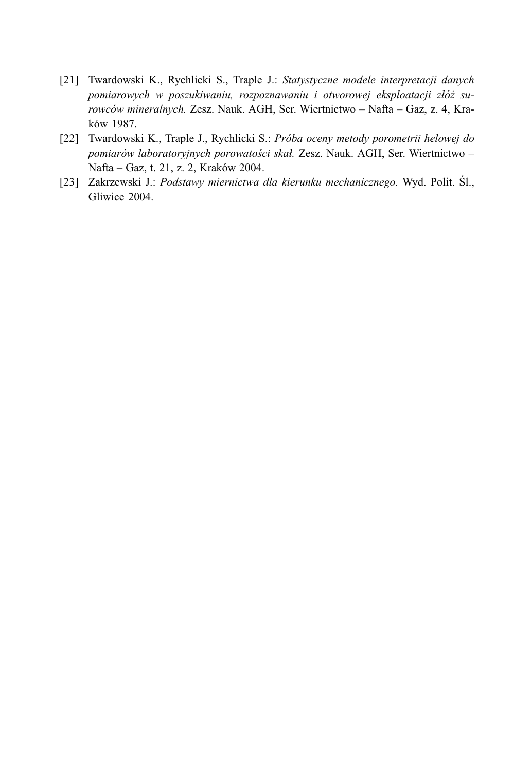[21] Twardowski K., Rychlicki S., Traple J.: *Statystyczne modele interpretacji danych pomiarowych w poszukiwaniu, rozpoznawaniu i otworowej eksploatacji złóż surowców mineralnych.* Zesz. Nauk. AGH, Ser. Wiertnictwo – Nafta – Gaz, z. 4, Kraków 1987.

[22] Twardowski K., Traple J., Rychlicki S.: *Próba oceny metody porometrii helowej do pomiarów laboratoryjnych porowatości skał.* Zesz. Nauk. AGH, Ser. Wiertnictwo – Nafta – Gaz, t. 21, z. 2, Kraków 2004.

[23] Zakrzewski J.: *Podstawy miernictwa dla kierunku mechanicznego.* Wyd. Polit. Śl., Gliwice 2004.